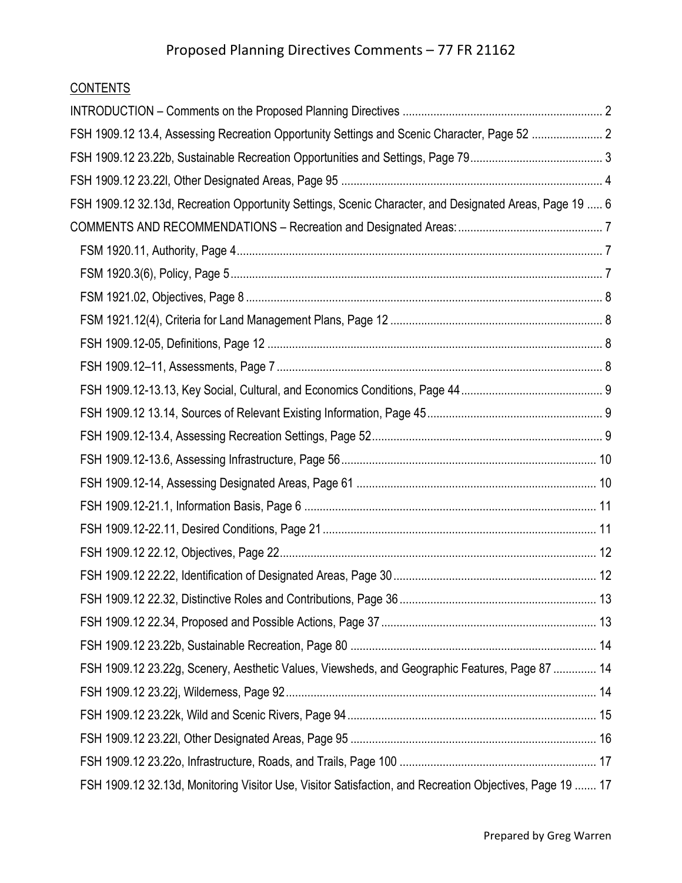# Proposed Planning Directives Comments – 77 FR 21162

CONTENTS

INTRODUCTION – Comments on the Proposed Planning Directives ..... 2

FSH 1909.12 13.4, Assessing Recreation Opportunity Settings and Scenic Character, Page 52 ..... 2

FSH 1909.12 23.22b, Sustainable Recreation Opportunities and Settings, Page 79 ..... 3

FSH 1909.12 23.22l, Other Designated Areas, Page 95 ..... 4

FSH 1909.12 32.13d, Recreation Opportunity Settings, Scenic Character, and Designated Areas, Page 19 ..... 6

COMMENTS AND RECOMMENDATIONS – Recreation and Designated Areas: ..... 7

- FSM 1920.11, Authority, Page 4 ..... 7
- FSM 1920.3(6), Policy, Page 5 ..... 7
- FSM 1921.02, Objectives, Page 8 ..... 8
- FSM 1921.12(4), Criteria for Land Management Plans, Page 12 ..... 8
- FSH 1909.12-05, Definitions, Page 12 ..... 8
- FSH 1909.12–11, Assessments, Page 7 ..... 8
- FSH 1909.12-13.13, Key Social, Cultural, and Economics Conditions, Page 44 ..... 9
- FSH 1909.12 13.14, Sources of Relevant Existing Information, Page 45 ..... 9
- FSH 1909.12-13.4, Assessing Recreation Settings, Page 52 ..... 9
- FSH 1909.12-13.6, Assessing Infrastructure, Page 56 ..... 10
- FSH 1909.12-14, Assessing Designated Areas, Page 61 ..... 10
- FSH 1909.12-21.1, Information Basis, Page 6 ..... 11
- FSH 1909.12-22.11, Desired Conditions, Page 21 ..... 11
- FSH 1909.12 22.12, Objectives, Page 22 ..... 12
- FSH 1909.12 22.22, Identification of Designated Areas, Page 30 ..... 12
- FSH 1909.12 22.32, Distinctive Roles and Contributions, Page 36 ..... 13
- FSH 1909.12 22.34, Proposed and Possible Actions, Page 37 ..... 13
- FSH 1909.12 23.22b, Sustainable Recreation, Page 80 ..... 14
- FSH 1909.12 23.22g, Scenery, Aesthetic Values, Viewsheds, and Geographic Features, Page 87 ..... 14
- FSH 1909.12 23.22j, Wilderness, Page 92 ..... 14
- FSH 1909.12 23.22k, Wild and Scenic Rivers, Page 94 ..... 15
- FSH 1909.12 23.22l, Other Designated Areas, Page 95 ..... 16
- FSH 1909.12 23.22o, Infrastructure, Roads, and Trails, Page 100 ..... 17
- FSH 1909.12 32.13d, Monitoring Visitor Use, Visitor Satisfaction, and Recreation Objectives, Page 19 ..... 17

Prepared by Greg Warren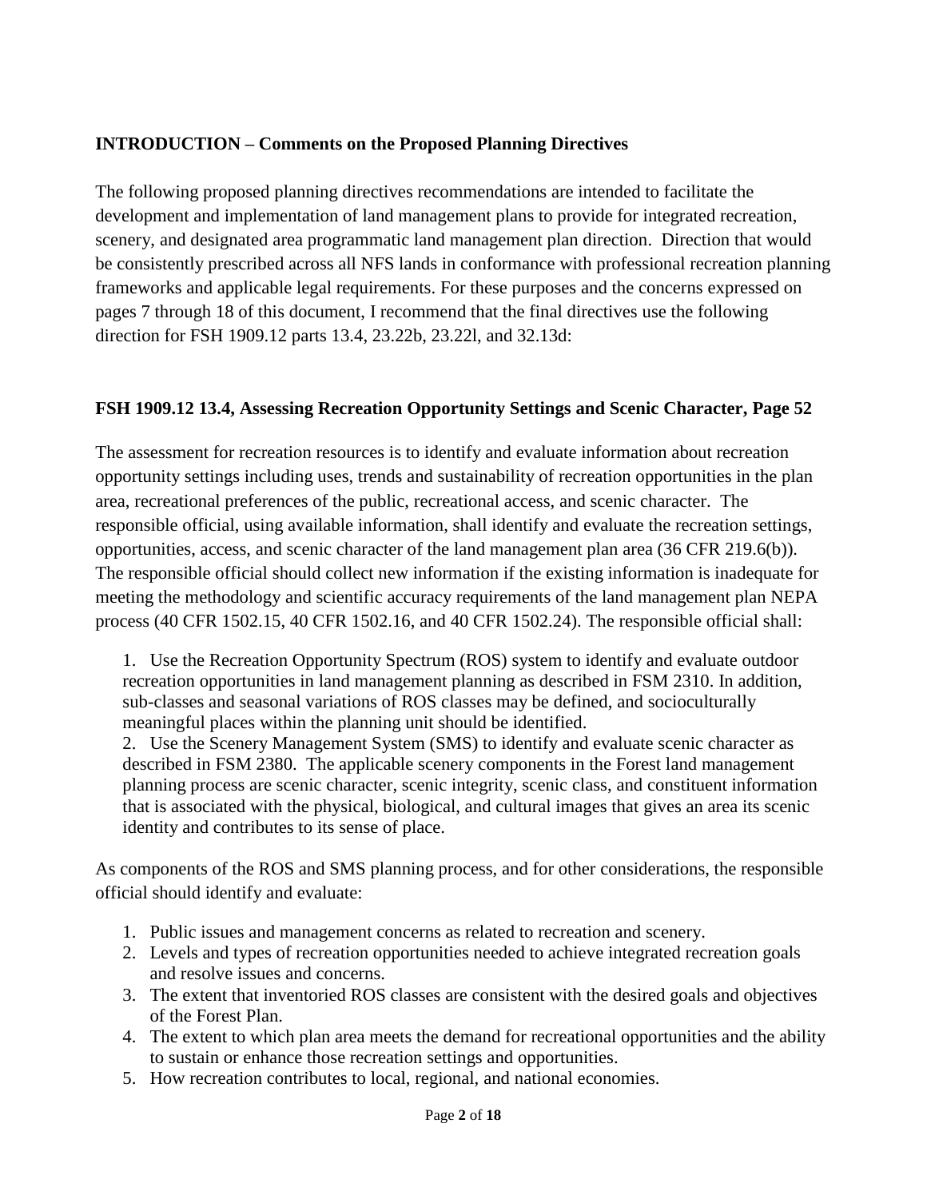**INTRODUCTION – Comments on the Proposed Planning Directives**

The following proposed planning directives recommendations are intended to facilitate the development and implementation of land management plans to provide for integrated recreation, scenery, and designated area programmatic land management plan direction. Direction that would be consistently prescribed across all NFS lands in conformance with professional recreation planning frameworks and applicable legal requirements. For these purposes and the concerns expressed on pages 7 through 18 of this document, I recommend that the final directives use the following direction for FSH 1909.12 parts 13.4, 23.22b, 23.22l, and 32.13d:

**FSH 1909.12 13.4, Assessing Recreation Opportunity Settings and Scenic Character, Page 52**

The assessment for recreation resources is to identify and evaluate information about recreation opportunity settings including uses, trends and sustainability of recreation opportunities in the plan area, recreational preferences of the public, recreational access, and scenic character. The responsible official, using available information, shall identify and evaluate the recreation settings, opportunities, access, and scenic character of the land management plan area (36 CFR 219.6(b)). The responsible official should collect new information if the existing information is inadequate for meeting the methodology and scientific accuracy requirements of the land management plan NEPA process (40 CFR 1502.15, 40 CFR 1502.16, and 40 CFR 1502.24). The responsible official shall:

1. Use the Recreation Opportunity Spectrum (ROS) system to identify and evaluate outdoor recreation opportunities in land management planning as described in FSM 2310. In addition, sub-classes and seasonal variations of ROS classes may be defined, and socioculturally meaningful places within the planning unit should be identified.
2. Use the Scenery Management System (SMS) to identify and evaluate scenic character as described in FSM 2380. The applicable scenery components in the Forest land management planning process are scenic character, scenic integrity, scenic class, and constituent information that is associated with the physical, biological, and cultural images that gives an area its scenic identity and contributes to its sense of place.

As components of the ROS and SMS planning process, and for other considerations, the responsible official should identify and evaluate:

1. Public issues and management concerns as related to recreation and scenery.
2. Levels and types of recreation opportunities needed to achieve integrated recreation goals and resolve issues and concerns.
3. The extent that inventoried ROS classes are consistent with the desired goals and objectives of the Forest Plan.
4. The extent to which plan area meets the demand for recreational opportunities and the ability to sustain or enhance those recreation settings and opportunities.
5. How recreation contributes to local, regional, and national economies.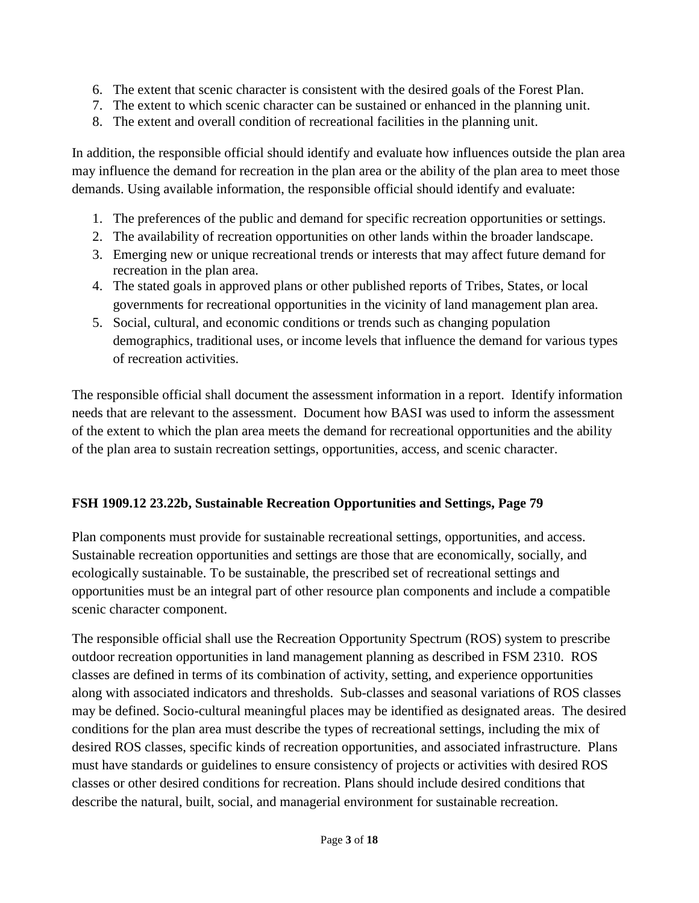6. The extent that scenic character is consistent with the desired goals of the Forest Plan.
7. The extent to which scenic character can be sustained or enhanced in the planning unit.
8. The extent and overall condition of recreational facilities in the planning unit.

In addition, the responsible official should identify and evaluate how influences outside the plan area may influence the demand for recreation in the plan area or the ability of the plan area to meet those demands. Using available information, the responsible official should identify and evaluate:

1. The preferences of the public and demand for specific recreation opportunities or settings.
2. The availability of recreation opportunities on other lands within the broader landscape.
3. Emerging new or unique recreational trends or interests that may affect future demand for recreation in the plan area.
4. The stated goals in approved plans or other published reports of Tribes, States, or local governments for recreational opportunities in the vicinity of land management plan area.
5. Social, cultural, and economic conditions or trends such as changing population demographics, traditional uses, or income levels that influence the demand for various types of recreation activities.

The responsible official shall document the assessment information in a report. Identify information needs that are relevant to the assessment. Document how BASI was used to inform the assessment of the extent to which the plan area meets the demand for recreational opportunities and the ability of the plan area to sustain recreation settings, opportunities, access, and scenic character.

**FSH 1909.12 23.22b, Sustainable Recreation Opportunities and Settings, Page 79**

Plan components must provide for sustainable recreational settings, opportunities, and access. Sustainable recreation opportunities and settings are those that are economically, socially, and ecologically sustainable. To be sustainable, the prescribed set of recreational settings and opportunities must be an integral part of other resource plan components and include a compatible scenic character component.

The responsible official shall use the Recreation Opportunity Spectrum (ROS) system to prescribe outdoor recreation opportunities in land management planning as described in FSM 2310. ROS classes are defined in terms of its combination of activity, setting, and experience opportunities along with associated indicators and thresholds. Sub-classes and seasonal variations of ROS classes may be defined. Socio-cultural meaningful places may be identified as designated areas. The desired conditions for the plan area must describe the types of recreational settings, including the mix of desired ROS classes, specific kinds of recreation opportunities, and associated infrastructure. Plans must have standards or guidelines to ensure consistency of projects or activities with desired ROS classes or other desired conditions for recreation. Plans should include desired conditions that describe the natural, built, social, and managerial environment for sustainable recreation.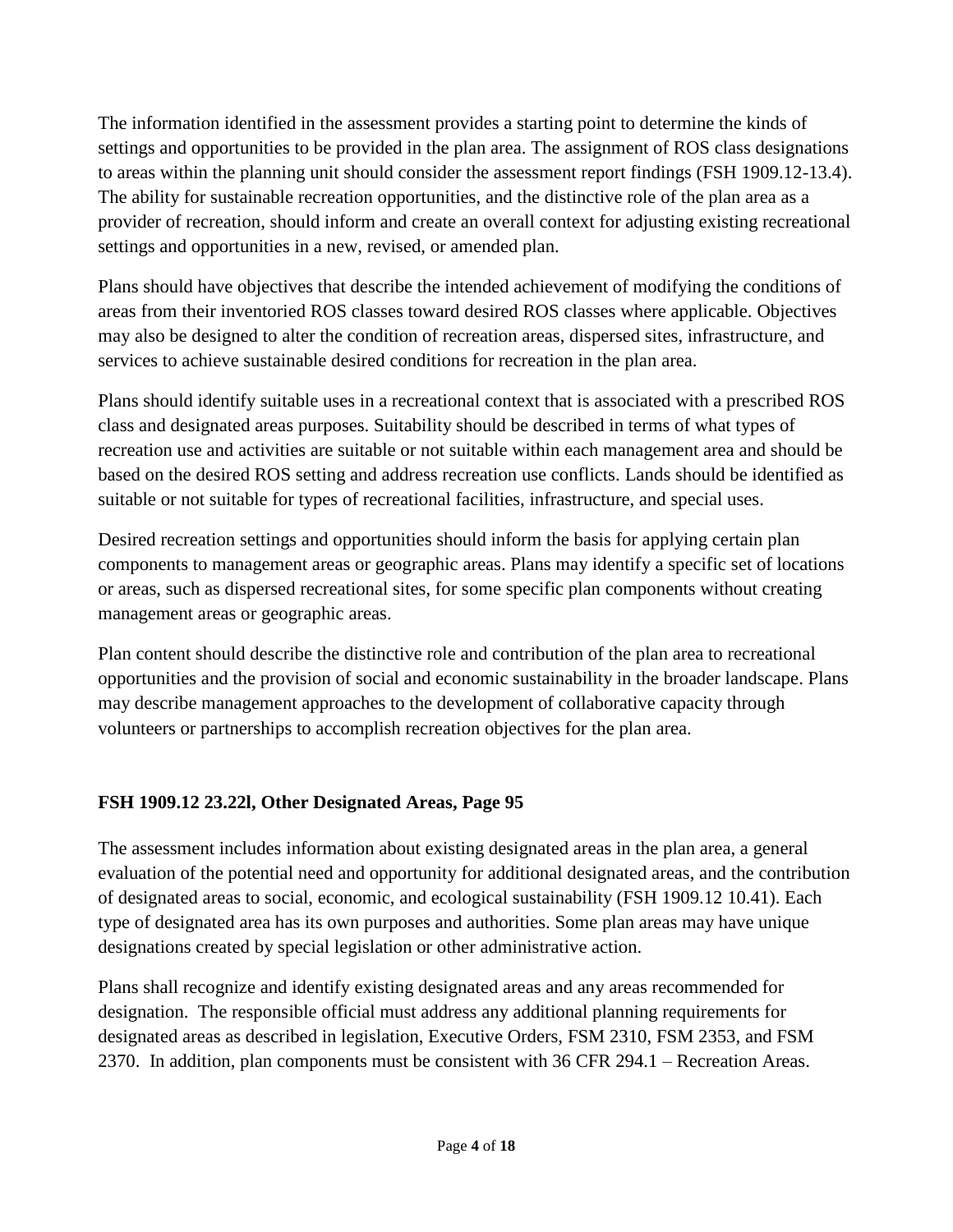The information identified in the assessment provides a starting point to determine the kinds of settings and opportunities to be provided in the plan area. The assignment of ROS class designations to areas within the planning unit should consider the assessment report findings (FSH 1909.12-13.4). The ability for sustainable recreation opportunities, and the distinctive role of the plan area as a provider of recreation, should inform and create an overall context for adjusting existing recreational settings and opportunities in a new, revised, or amended plan.

Plans should have objectives that describe the intended achievement of modifying the conditions of areas from their inventoried ROS classes toward desired ROS classes where applicable. Objectives may also be designed to alter the condition of recreation areas, dispersed sites, infrastructure, and services to achieve sustainable desired conditions for recreation in the plan area.

Plans should identify suitable uses in a recreational context that is associated with a prescribed ROS class and designated areas purposes. Suitability should be described in terms of what types of recreation use and activities are suitable or not suitable within each management area and should be based on the desired ROS setting and address recreation use conflicts. Lands should be identified as suitable or not suitable for types of recreational facilities, infrastructure, and special uses.

Desired recreation settings and opportunities should inform the basis for applying certain plan components to management areas or geographic areas. Plans may identify a specific set of locations or areas, such as dispersed recreational sites, for some specific plan components without creating management areas or geographic areas.

Plan content should describe the distinctive role and contribution of the plan area to recreational opportunities and the provision of social and economic sustainability in the broader landscape. Plans may describe management approaches to the development of collaborative capacity through volunteers or partnerships to accomplish recreation objectives for the plan area.

### FSH 1909.12 23.22l, Other Designated Areas, Page 95

The assessment includes information about existing designated areas in the plan area, a general evaluation of the potential need and opportunity for additional designated areas, and the contribution of designated areas to social, economic, and ecological sustainability (FSH 1909.12 10.41). Each type of designated area has its own purposes and authorities. Some plan areas may have unique designations created by special legislation or other administrative action.

Plans shall recognize and identify existing designated areas and any areas recommended for designation. The responsible official must address any additional planning requirements for designated areas as described in legislation, Executive Orders, FSM 2310, FSM 2353, and FSM 2370. In addition, plan components must be consistent with 36 CFR 294.1 – Recreation Areas.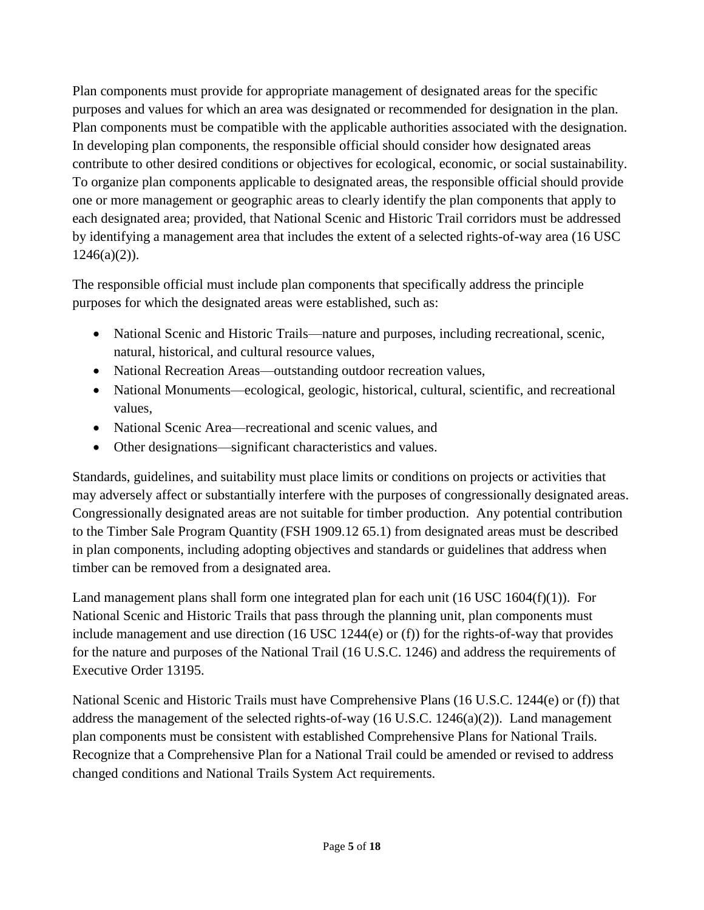Plan components must provide for appropriate management of designated areas for the specific purposes and values for which an area was designated or recommended for designation in the plan. Plan components must be compatible with the applicable authorities associated with the designation. In developing plan components, the responsible official should consider how designated areas contribute to other desired conditions or objectives for ecological, economic, or social sustainability. To organize plan components applicable to designated areas, the responsible official should provide one or more management or geographic areas to clearly identify the plan components that apply to each designated area; provided, that National Scenic and Historic Trail corridors must be addressed by identifying a management area that includes the extent of a selected rights-of-way area (16 USC 1246(a)(2)).

The responsible official must include plan components that specifically address the principle purposes for which the designated areas were established, such as:

- National Scenic and Historic Trails—nature and purposes, including recreational, scenic, natural, historical, and cultural resource values,
- National Recreation Areas—outstanding outdoor recreation values,
- National Monuments—ecological, geologic, historical, cultural, scientific, and recreational values,
- National Scenic Area—recreational and scenic values, and
- Other designations—significant characteristics and values.

Standards, guidelines, and suitability must place limits or conditions on projects or activities that may adversely affect or substantially interfere with the purposes of congressionally designated areas. Congressionally designated areas are not suitable for timber production. Any potential contribution to the Timber Sale Program Quantity (FSH 1909.12 65.1) from designated areas must be described in plan components, including adopting objectives and standards or guidelines that address when timber can be removed from a designated area.

Land management plans shall form one integrated plan for each unit (16 USC 1604(f)(1)). For National Scenic and Historic Trails that pass through the planning unit, plan components must include management and use direction (16 USC 1244(e) or (f)) for the rights-of-way that provides for the nature and purposes of the National Trail (16 U.S.C. 1246) and address the requirements of Executive Order 13195.

National Scenic and Historic Trails must have Comprehensive Plans (16 U.S.C. 1244(e) or (f)) that address the management of the selected rights-of-way (16 U.S.C. 1246(a)(2)). Land management plan components must be consistent with established Comprehensive Plans for National Trails. Recognize that a Comprehensive Plan for a National Trail could be amended or revised to address changed conditions and National Trails System Act requirements.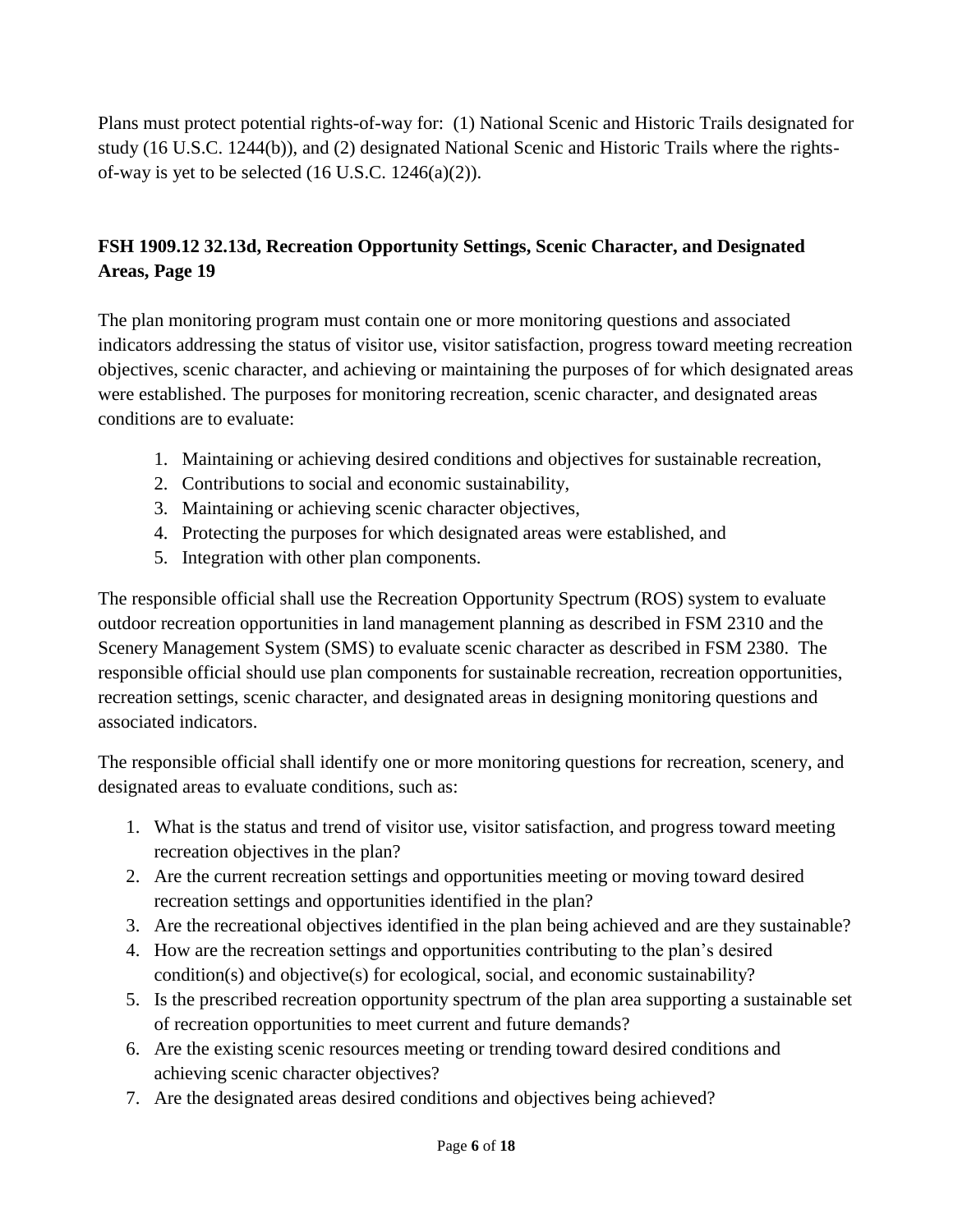Plans must protect potential rights-of-way for: (1) National Scenic and Historic Trails designated for study (16 U.S.C. 1244(b)), and (2) designated National Scenic and Historic Trails where the rights-of-way is yet to be selected (16 U.S.C. 1246(a)(2)).

## FSH 1909.12 32.13d, Recreation Opportunity Settings, Scenic Character, and Designated Areas, Page 19

The plan monitoring program must contain one or more monitoring questions and associated indicators addressing the status of visitor use, visitor satisfaction, progress toward meeting recreation objectives, scenic character, and achieving or maintaining the purposes of for which designated areas were established. The purposes for monitoring recreation, scenic character, and designated areas conditions are to evaluate:

1. Maintaining or achieving desired conditions and objectives for sustainable recreation,
2. Contributions to social and economic sustainability,
3. Maintaining or achieving scenic character objectives,
4. Protecting the purposes for which designated areas were established, and
5. Integration with other plan components.

The responsible official shall use the Recreation Opportunity Spectrum (ROS) system to evaluate outdoor recreation opportunities in land management planning as described in FSM 2310 and the Scenery Management System (SMS) to evaluate scenic character as described in FSM 2380. The responsible official should use plan components for sustainable recreation, recreation opportunities, recreation settings, scenic character, and designated areas in designing monitoring questions and associated indicators.

The responsible official shall identify one or more monitoring questions for recreation, scenery, and designated areas to evaluate conditions, such as:

1. What is the status and trend of visitor use, visitor satisfaction, and progress toward meeting recreation objectives in the plan?
2. Are the current recreation settings and opportunities meeting or moving toward desired recreation settings and opportunities identified in the plan?
3. Are the recreational objectives identified in the plan being achieved and are they sustainable?
4. How are the recreation settings and opportunities contributing to the plan's desired condition(s) and objective(s) for ecological, social, and economic sustainability?
5. Is the prescribed recreation opportunity spectrum of the plan area supporting a sustainable set of recreation opportunities to meet current and future demands?
6. Are the existing scenic resources meeting or trending toward desired conditions and achieving scenic character objectives?
7. Are the designated areas desired conditions and objectives being achieved?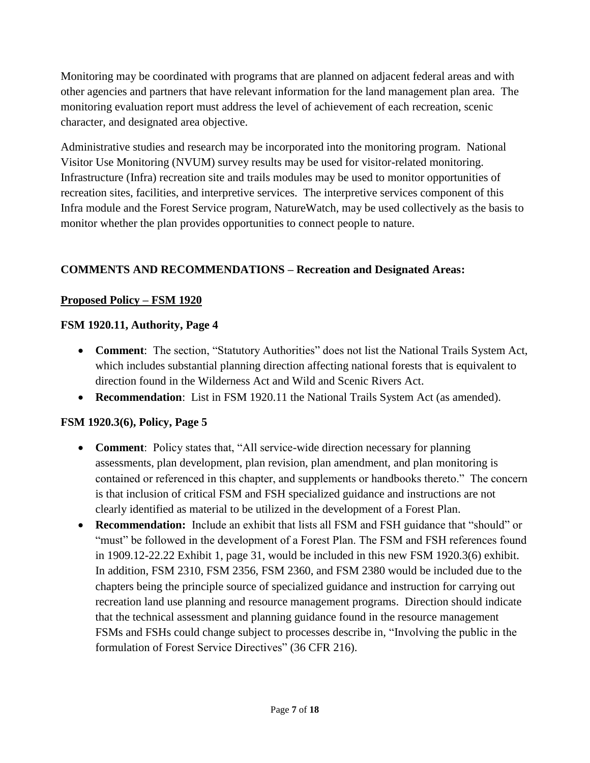Monitoring may be coordinated with programs that are planned on adjacent federal areas and with other agencies and partners that have relevant information for the land management plan area. The monitoring evaluation report must address the level of achievement of each recreation, scenic character, and designated area objective.

Administrative studies and research may be incorporated into the monitoring program. National Visitor Use Monitoring (NVUM) survey results may be used for visitor-related monitoring. Infrastructure (Infra) recreation site and trails modules may be used to monitor opportunities of recreation sites, facilities, and interpretive services. The interpretive services component of this Infra module and the Forest Service program, NatureWatch, may be used collectively as the basis to monitor whether the plan provides opportunities to connect people to nature.

## COMMENTS AND RECOMMENDATIONS – Recreation and Designated Areas:

### Proposed Policy – FSM 1920

#### FSM 1920.11, Authority, Page 4

- **Comment**: The section, "Statutory Authorities" does not list the National Trails System Act, which includes substantial planning direction affecting national forests that is equivalent to direction found in the Wilderness Act and Wild and Scenic Rivers Act.
- **Recommendation**: List in FSM 1920.11 the National Trails System Act (as amended).

#### FSM 1920.3(6), Policy, Page 5

- **Comment**: Policy states that, "All service-wide direction necessary for planning assessments, plan development, plan revision, plan amendment, and plan monitoring is contained or referenced in this chapter, and supplements or handbooks thereto." The concern is that inclusion of critical FSM and FSH specialized guidance and instructions are not clearly identified as material to be utilized in the development of a Forest Plan.
- **Recommendation:** Include an exhibit that lists all FSM and FSH guidance that "should" or "must" be followed in the development of a Forest Plan. The FSM and FSH references found in 1909.12-22.22 Exhibit 1, page 31, would be included in this new FSM 1920.3(6) exhibit. In addition, FSM 2310, FSM 2356, FSM 2360, and FSM 2380 would be included due to the chapters being the principle source of specialized guidance and instruction for carrying out recreation land use planning and resource management programs. Direction should indicate that the technical assessment and planning guidance found in the resource management FSMs and FSHs could change subject to processes describe in, "Involving the public in the formulation of Forest Service Directives" (36 CFR 216).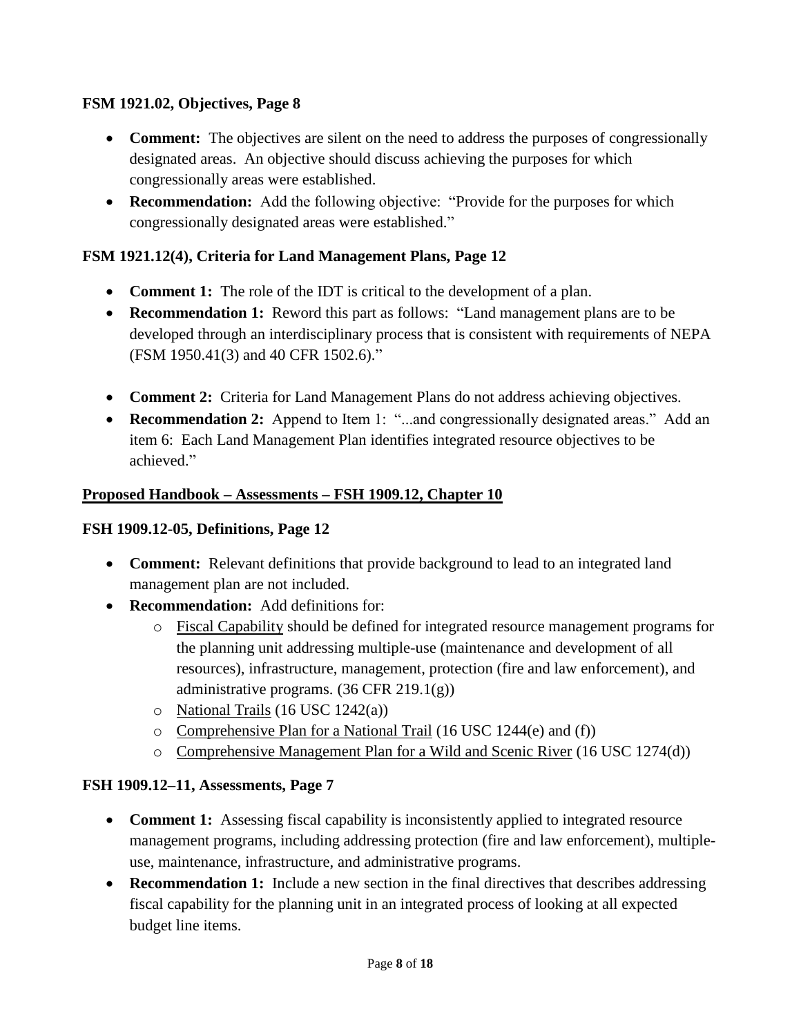### FSM 1921.02, Objectives, Page 8

- **Comment:** The objectives are silent on the need to address the purposes of congressionally designated areas. An objective should discuss achieving the purposes for which congressionally areas were established.
- **Recommendation:** Add the following objective: "Provide for the purposes for which congressionally designated areas were established."

### FSM 1921.12(4), Criteria for Land Management Plans, Page 12

- **Comment 1:** The role of the IDT is critical to the development of a plan.
- **Recommendation 1:** Reword this part as follows: "Land management plans are to be developed through an interdisciplinary process that is consistent with requirements of NEPA (FSM 1950.41(3) and 40 CFR 1502.6)."

- **Comment 2:** Criteria for Land Management Plans do not address achieving objectives.
- **Recommendation 2:** Append to Item 1: "...and congressionally designated areas." Add an item 6: Each Land Management Plan identifies integrated resource objectives to be achieved."

## Proposed Handbook – Assessments – FSH 1909.12, Chapter 10

### FSH 1909.12-05, Definitions, Page 12

- **Comment:** Relevant definitions that provide background to lead to an integrated land management plan are not included.
- **Recommendation:** Add definitions for:
  - Fiscal Capability should be defined for integrated resource management programs for the planning unit addressing multiple-use (maintenance and development of all resources), infrastructure, management, protection (fire and law enforcement), and administrative programs. (36 CFR 219.1(g))
  - National Trails (16 USC 1242(a))
  - Comprehensive Plan for a National Trail (16 USC 1244(e) and (f))
  - Comprehensive Management Plan for a Wild and Scenic River (16 USC 1274(d))

### FSH 1909.12–11, Assessments, Page 7

- **Comment 1:** Assessing fiscal capability is inconsistently applied to integrated resource management programs, including addressing protection (fire and law enforcement), multiple-use, maintenance, infrastructure, and administrative programs.
- **Recommendation 1:** Include a new section in the final directives that describes addressing fiscal capability for the planning unit in an integrated process of looking at all expected budget line items.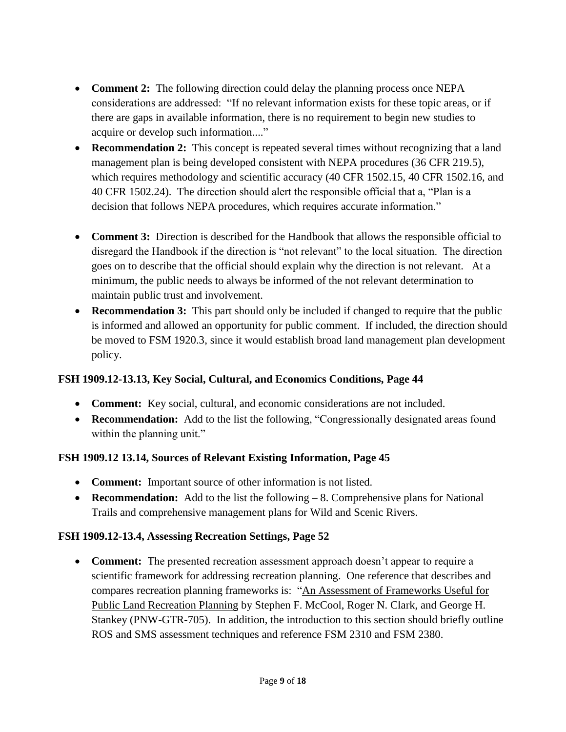- **Comment 2:** The following direction could delay the planning process once NEPA considerations are addressed: "If no relevant information exists for these topic areas, or if there are gaps in available information, there is no requirement to begin new studies to acquire or develop such information...."
- **Recommendation 2:** This concept is repeated several times without recognizing that a land management plan is being developed consistent with NEPA procedures (36 CFR 219.5), which requires methodology and scientific accuracy (40 CFR 1502.15, 40 CFR 1502.16, and 40 CFR 1502.24). The direction should alert the responsible official that a, "Plan is a decision that follows NEPA procedures, which requires accurate information."

- **Comment 3:** Direction is described for the Handbook that allows the responsible official to disregard the Handbook if the direction is "not relevant" to the local situation. The direction goes on to describe that the official should explain why the direction is not relevant. At a minimum, the public needs to always be informed of the not relevant determination to maintain public trust and involvement.
- **Recommendation 3:** This part should only be included if changed to require that the public is informed and allowed an opportunity for public comment. If included, the direction should be moved to FSM 1920.3, since it would establish broad land management plan development policy.

### FSH 1909.12-13.13, Key Social, Cultural, and Economics Conditions, Page 44

- **Comment:** Key social, cultural, and economic considerations are not included.
- **Recommendation:** Add to the list the following, "Congressionally designated areas found within the planning unit."

### FSH 1909.12 13.14, Sources of Relevant Existing Information, Page 45

- **Comment:** Important source of other information is not listed.
- **Recommendation:** Add to the list the following – 8. Comprehensive plans for National Trails and comprehensive management plans for Wild and Scenic Rivers.

### FSH 1909.12-13.4, Assessing Recreation Settings, Page 52

- **Comment:** The presented recreation assessment approach doesn't appear to require a scientific framework for addressing recreation planning. One reference that describes and compares recreation planning frameworks is: "An Assessment of Frameworks Useful for Public Land Recreation Planning by Stephen F. McCool, Roger N. Clark, and George H. Stankey (PNW-GTR-705). In addition, the introduction to this section should briefly outline ROS and SMS assessment techniques and reference FSM 2310 and FSM 2380.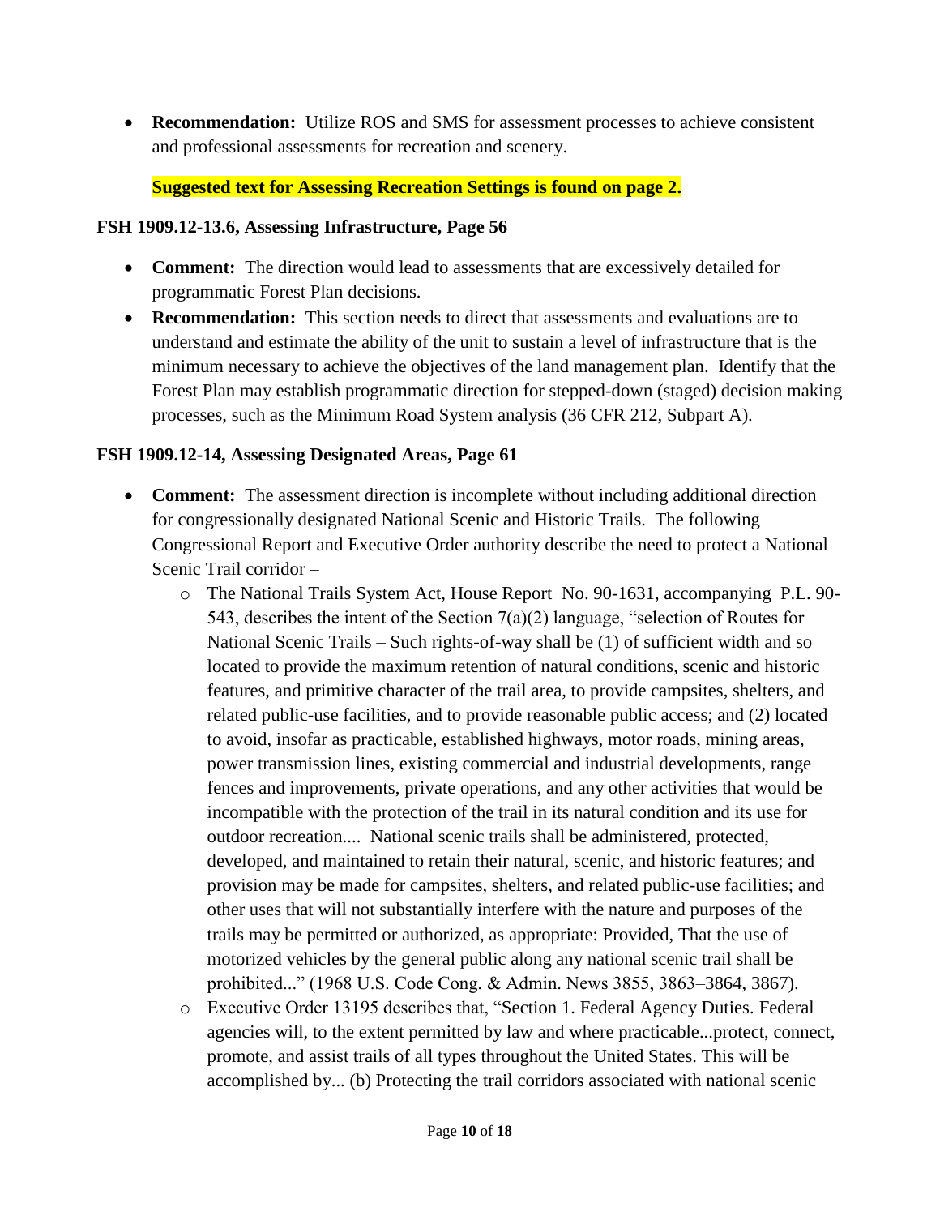- **Recommendation:** Utilize ROS and SMS for assessment processes to achieve consistent and professional assessments for recreation and scenery.

  **Suggested text for Assessing Recreation Settings is found on page 2.**

**FSH 1909.12-13.6, Assessing Infrastructure, Page 56**

- **Comment:** The direction would lead to assessments that are excessively detailed for programmatic Forest Plan decisions.
- **Recommendation:** This section needs to direct that assessments and evaluations are to understand and estimate the ability of the unit to sustain a level of infrastructure that is the minimum necessary to achieve the objectives of the land management plan. Identify that the Forest Plan may establish programmatic direction for stepped-down (staged) decision making processes, such as the Minimum Road System analysis (36 CFR 212, Subpart A).

**FSH 1909.12-14, Assessing Designated Areas, Page 61**

- **Comment:** The assessment direction is incomplete without including additional direction for congressionally designated National Scenic and Historic Trails. The following Congressional Report and Executive Order authority describe the need to protect a National Scenic Trail corridor –
  - The National Trails System Act, House Report No. 90-1631, accompanying P.L. 90-543, describes the intent of the Section 7(a)(2) language, "selection of Routes for National Scenic Trails – Such rights-of-way shall be (1) of sufficient width and so located to provide the maximum retention of natural conditions, scenic and historic features, and primitive character of the trail area, to provide campsites, shelters, and related public-use facilities, and to provide reasonable public access; and (2) located to avoid, insofar as practicable, established highways, motor roads, mining areas, power transmission lines, existing commercial and industrial developments, range fences and improvements, private operations, and any other activities that would be incompatible with the protection of the trail in its natural condition and its use for outdoor recreation.... National scenic trails shall be administered, protected, developed, and maintained to retain their natural, scenic, and historic features; and provision may be made for campsites, shelters, and related public-use facilities; and other uses that will not substantially interfere with the nature and purposes of the trails may be permitted or authorized, as appropriate: Provided, That the use of motorized vehicles by the general public along any national scenic trail shall be prohibited..." (1968 U.S. Code Cong. & Admin. News 3855, 3863–3864, 3867).
  - Executive Order 13195 describes that, "Section 1. Federal Agency Duties. Federal agencies will, to the extent permitted by law and where practicable...protect, connect, promote, and assist trails of all types throughout the United States. This will be accomplished by... (b) Protecting the trail corridors associated with national scenic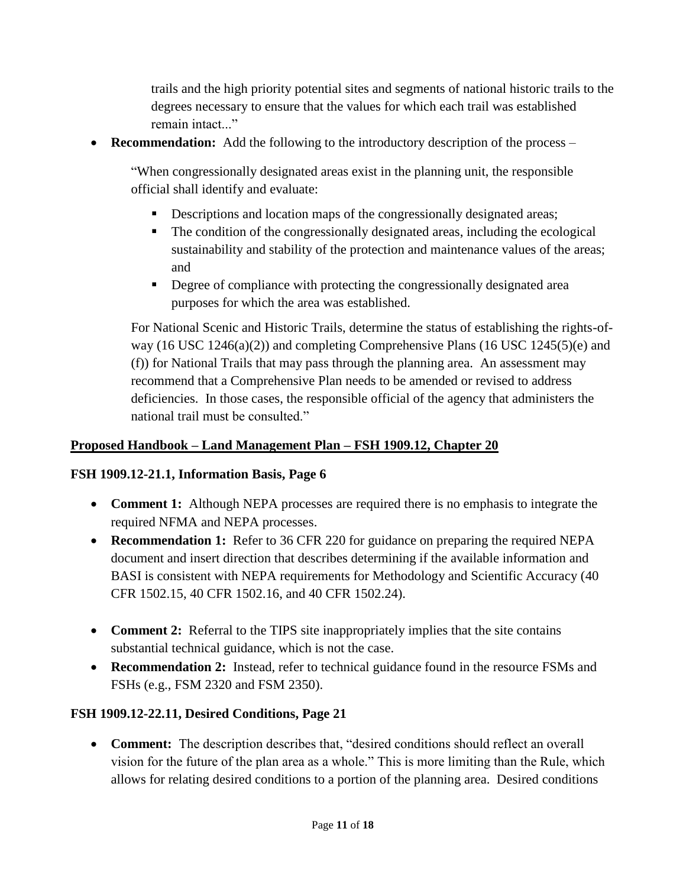trails and the high priority potential sites and segments of national historic trails to the degrees necessary to ensure that the values for which each trail was established remain intact..."

- **Recommendation:** Add the following to the introductory description of the process –

  "When congressionally designated areas exist in the planning unit, the responsible official shall identify and evaluate:

  - Descriptions and location maps of the congressionally designated areas;
  - The condition of the congressionally designated areas, including the ecological sustainability and stability of the protection and maintenance values of the areas; and
  - Degree of compliance with protecting the congressionally designated area purposes for which the area was established.

  For National Scenic and Historic Trails, determine the status of establishing the rights-of-way (16 USC 1246(a)(2)) and completing Comprehensive Plans (16 USC 1245(5)(e) and (f)) for National Trails that may pass through the planning area. An assessment may recommend that a Comprehensive Plan needs to be amended or revised to address deficiencies. In those cases, the responsible official of the agency that administers the national trail must be consulted."

## Proposed Handbook – Land Management Plan – FSH 1909.12, Chapter 20

### FSH 1909.12-21.1, Information Basis, Page 6

- **Comment 1:** Although NEPA processes are required there is no emphasis to integrate the required NFMA and NEPA processes.
- **Recommendation 1:** Refer to 36 CFR 220 for guidance on preparing the required NEPA document and insert direction that describes determining if the available information and BASI is consistent with NEPA requirements for Methodology and Scientific Accuracy (40 CFR 1502.15, 40 CFR 1502.16, and 40 CFR 1502.24).

- **Comment 2:** Referral to the TIPS site inappropriately implies that the site contains substantial technical guidance, which is not the case.
- **Recommendation 2:** Instead, refer to technical guidance found in the resource FSMs and FSHs (e.g., FSM 2320 and FSM 2350).

### FSH 1909.12-22.11, Desired Conditions, Page 21

- **Comment:** The description describes that, "desired conditions should reflect an overall vision for the future of the plan area as a whole." This is more limiting than the Rule, which allows for relating desired conditions to a portion of the planning area. Desired conditions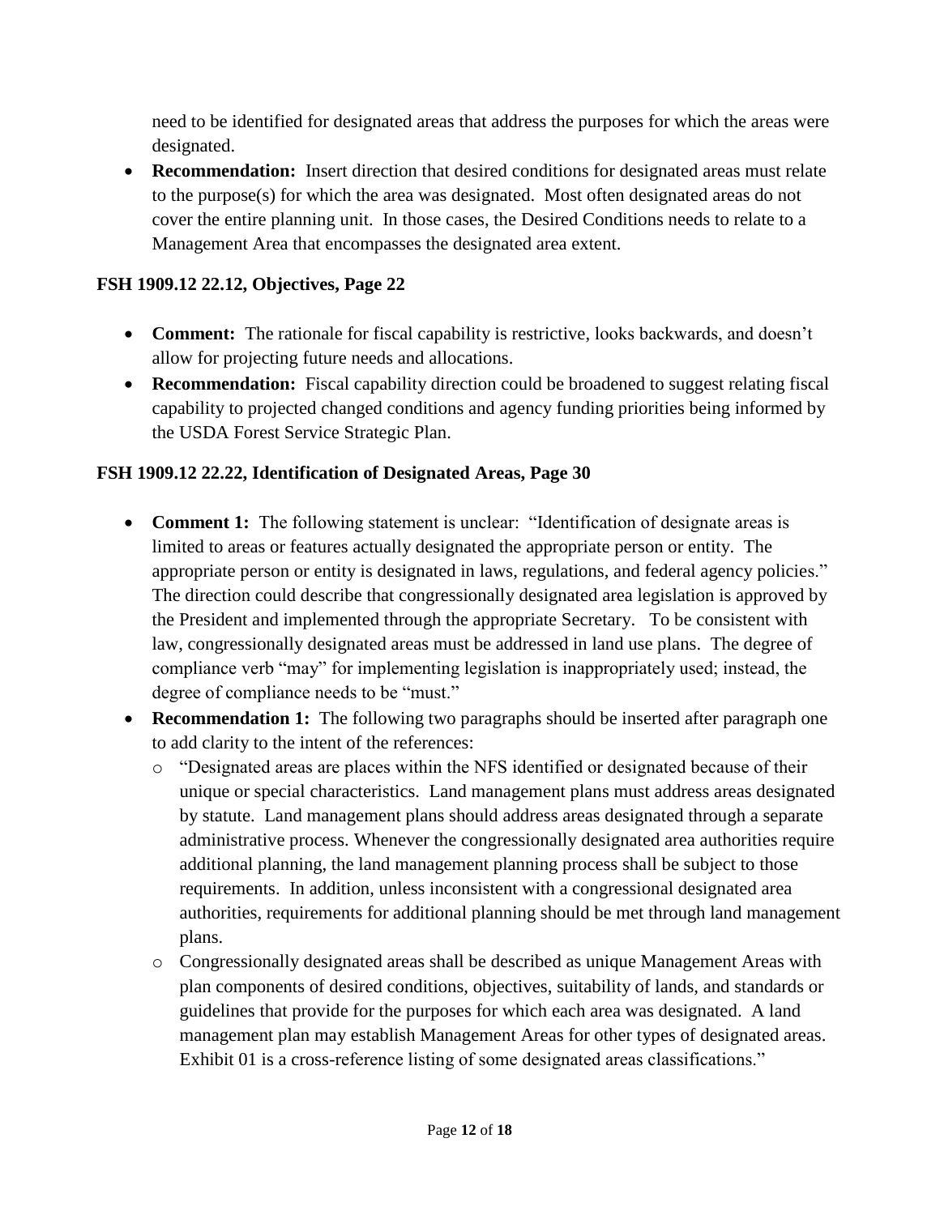need to be identified for designated areas that address the purposes for which the areas were designated.

- **Recommendation:** Insert direction that desired conditions for designated areas must relate to the purpose(s) for which the area was designated. Most often designated areas do not cover the entire planning unit. In those cases, the Desired Conditions needs to relate to a Management Area that encompasses the designated area extent.

### FSH 1909.12 22.12, Objectives, Page 22

- **Comment:** The rationale for fiscal capability is restrictive, looks backwards, and doesn't allow for projecting future needs and allocations.
- **Recommendation:** Fiscal capability direction could be broadened to suggest relating fiscal capability to projected changed conditions and agency funding priorities being informed by the USDA Forest Service Strategic Plan.

### FSH 1909.12 22.22, Identification of Designated Areas, Page 30

- **Comment 1:** The following statement is unclear: "Identification of designate areas is limited to areas or features actually designated the appropriate person or entity. The appropriate person or entity is designated in laws, regulations, and federal agency policies." The direction could describe that congressionally designated area legislation is approved by the President and implemented through the appropriate Secretary. To be consistent with law, congressionally designated areas must be addressed in land use plans. The degree of compliance verb "may" for implementing legislation is inappropriately used; instead, the degree of compliance needs to be "must."
- **Recommendation 1:** The following two paragraphs should be inserted after paragraph one to add clarity to the intent of the references:
  - "Designated areas are places within the NFS identified or designated because of their unique or special characteristics. Land management plans must address areas designated by statute. Land management plans should address areas designated through a separate administrative process. Whenever the congressionally designated area authorities require additional planning, the land management planning process shall be subject to those requirements. In addition, unless inconsistent with a congressional designated area authorities, requirements for additional planning should be met through land management plans.
  - Congressionally designated areas shall be described as unique Management Areas with plan components of desired conditions, objectives, suitability of lands, and standards or guidelines that provide for the purposes for which each area was designated. A land management plan may establish Management Areas for other types of designated areas. Exhibit 01 is a cross-reference listing of some designated areas classifications."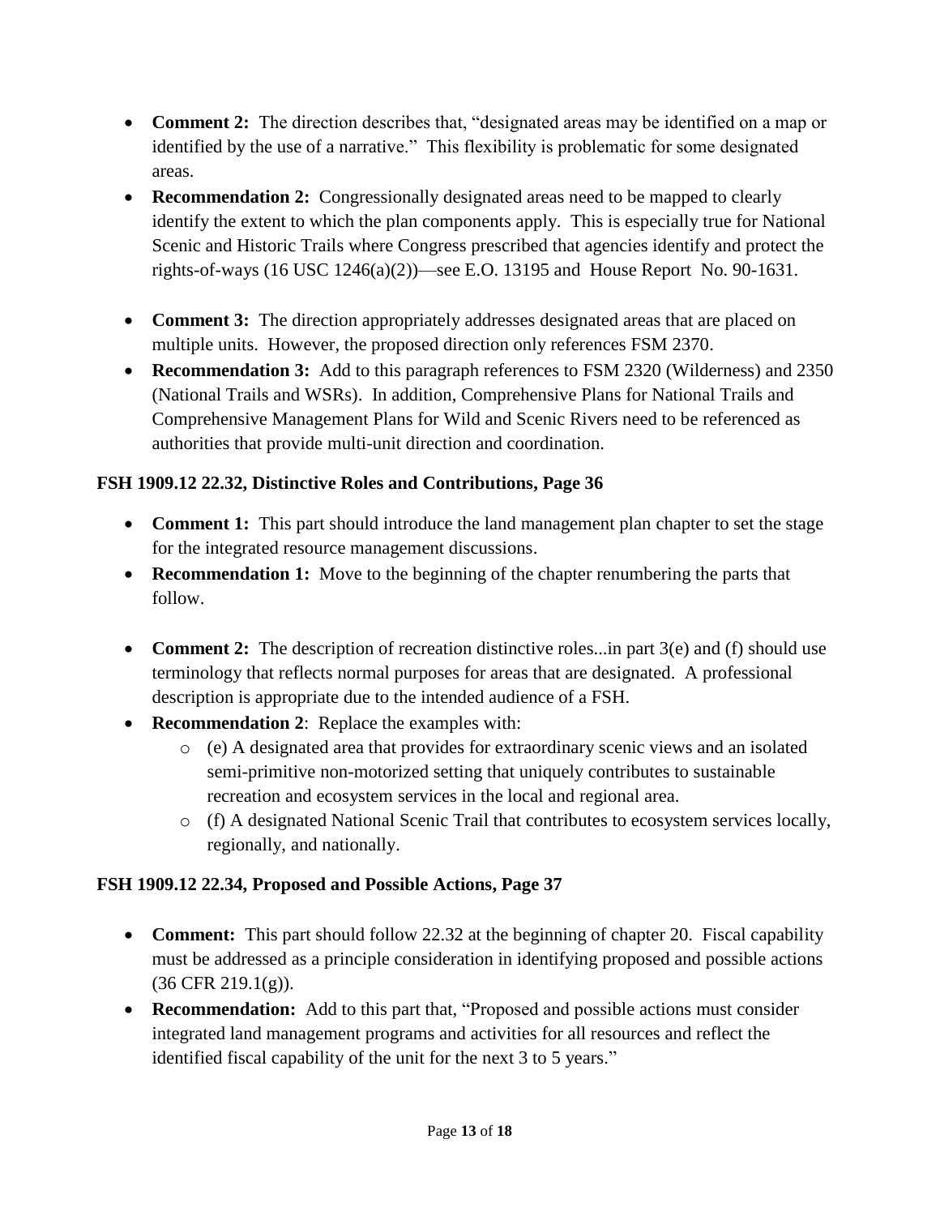- **Comment 2:** The direction describes that, "designated areas may be identified on a map or identified by the use of a narrative." This flexibility is problematic for some designated areas.
- **Recommendation 2:** Congressionally designated areas need to be mapped to clearly identify the extent to which the plan components apply. This is especially true for National Scenic and Historic Trails where Congress prescribed that agencies identify and protect the rights-of-ways (16 USC 1246(a)(2))—see E.O. 13195 and House Report No. 90-1631.

- **Comment 3:** The direction appropriately addresses designated areas that are placed on multiple units. However, the proposed direction only references FSM 2370.
- **Recommendation 3:** Add to this paragraph references to FSM 2320 (Wilderness) and 2350 (National Trails and WSRs). In addition, Comprehensive Plans for National Trails and Comprehensive Management Plans for Wild and Scenic Rivers need to be referenced as authorities that provide multi-unit direction and coordination.

**FSH 1909.12 22.32, Distinctive Roles and Contributions, Page 36**

- **Comment 1:** This part should introduce the land management plan chapter to set the stage for the integrated resource management discussions.
- **Recommendation 1:** Move to the beginning of the chapter renumbering the parts that follow.

- **Comment 2:** The description of recreation distinctive roles...in part 3(e) and (f) should use terminology that reflects normal purposes for areas that are designated. A professional description is appropriate due to the intended audience of a FSH.
- **Recommendation 2**: Replace the examples with:
  - (e) A designated area that provides for extraordinary scenic views and an isolated semi-primitive non-motorized setting that uniquely contributes to sustainable recreation and ecosystem services in the local and regional area.
  - (f) A designated National Scenic Trail that contributes to ecosystem services locally, regionally, and nationally.

**FSH 1909.12 22.34, Proposed and Possible Actions, Page 37**

- **Comment:** This part should follow 22.32 at the beginning of chapter 20. Fiscal capability must be addressed as a principle consideration in identifying proposed and possible actions (36 CFR 219.1(g)).
- **Recommendation:** Add to this part that, "Proposed and possible actions must consider integrated land management programs and activities for all resources and reflect the identified fiscal capability of the unit for the next 3 to 5 years."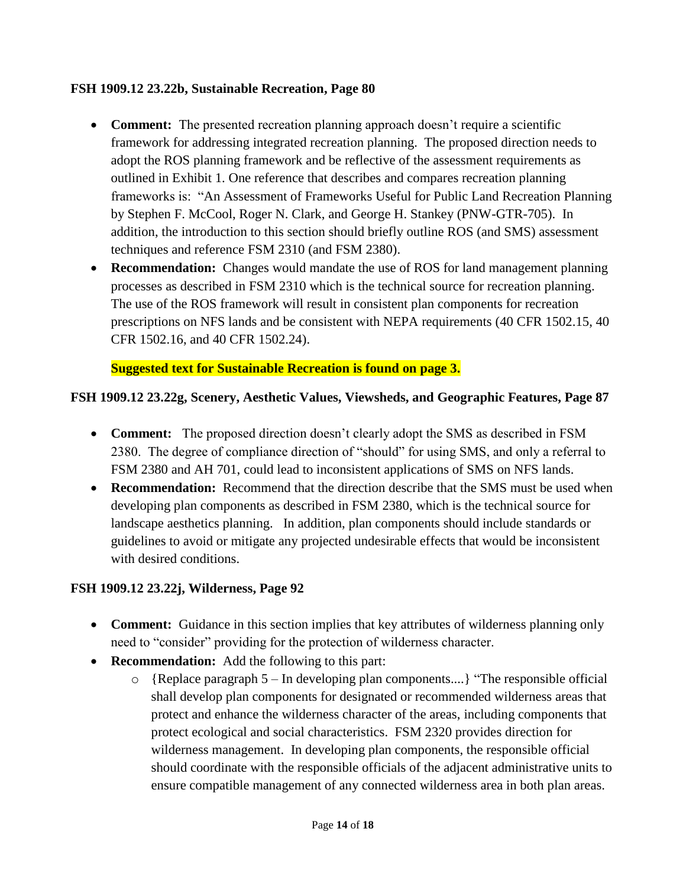**FSH 1909.12 23.22b, Sustainable Recreation, Page 80**

- **Comment:** The presented recreation planning approach doesn't require a scientific framework for addressing integrated recreation planning. The proposed direction needs to adopt the ROS planning framework and be reflective of the assessment requirements as outlined in Exhibit 1. One reference that describes and compares recreation planning frameworks is: "An Assessment of Frameworks Useful for Public Land Recreation Planning by Stephen F. McCool, Roger N. Clark, and George H. Stankey (PNW-GTR-705). In addition, the introduction to this section should briefly outline ROS (and SMS) assessment techniques and reference FSM 2310 (and FSM 2380).
- **Recommendation:** Changes would mandate the use of ROS for land management planning processes as described in FSM 2310 which is the technical source for recreation planning. The use of the ROS framework will result in consistent plan components for recreation prescriptions on NFS lands and be consistent with NEPA requirements (40 CFR 1502.15, 40 CFR 1502.16, and 40 CFR 1502.24).

  **Suggested text for Sustainable Recreation is found on page 3.**

**FSH 1909.12 23.22g, Scenery, Aesthetic Values, Viewsheds, and Geographic Features, Page 87**

- **Comment:** The proposed direction doesn't clearly adopt the SMS as described in FSM 2380. The degree of compliance direction of "should" for using SMS, and only a referral to FSM 2380 and AH 701, could lead to inconsistent applications of SMS on NFS lands.
- **Recommendation:** Recommend that the direction describe that the SMS must be used when developing plan components as described in FSM 2380, which is the technical source for landscape aesthetics planning. In addition, plan components should include standards or guidelines to avoid or mitigate any projected undesirable effects that would be inconsistent with desired conditions.

**FSH 1909.12 23.22j, Wilderness, Page 92**

- **Comment:** Guidance in this section implies that key attributes of wilderness planning only need to "consider" providing for the protection of wilderness character.
- **Recommendation:** Add the following to this part:
  - {Replace paragraph 5 – In developing plan components....} "The responsible official shall develop plan components for designated or recommended wilderness areas that protect and enhance the wilderness character of the areas, including components that protect ecological and social characteristics. FSM 2320 provides direction for wilderness management. In developing plan components, the responsible official should coordinate with the responsible officials of the adjacent administrative units to ensure compatible management of any connected wilderness area in both plan areas.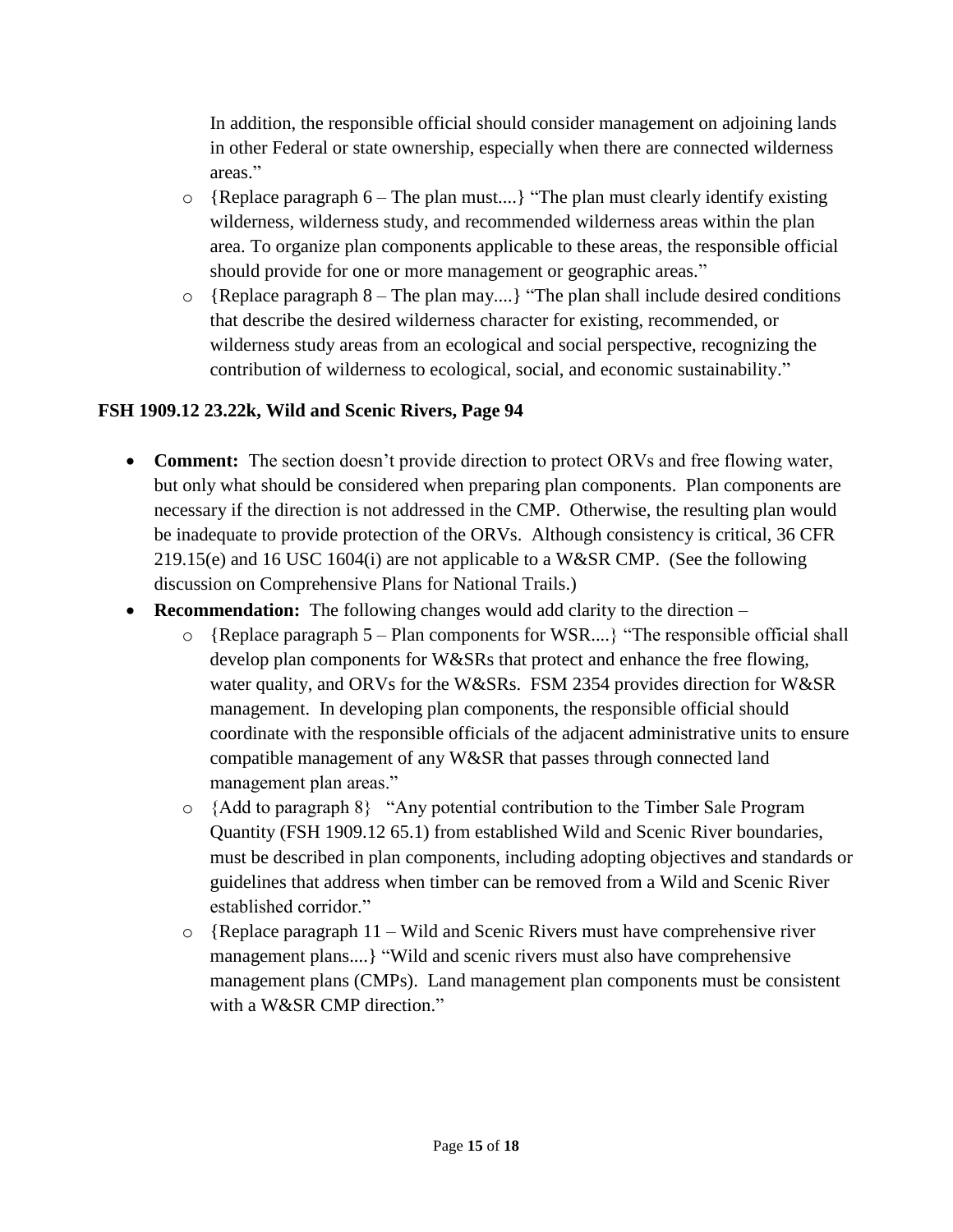In addition, the responsible official should consider management on adjoining lands in other Federal or state ownership, especially when there are connected wilderness areas."

- {Replace paragraph 6 – The plan must....} "The plan must clearly identify existing wilderness, wilderness study, and recommended wilderness areas within the plan area. To organize plan components applicable to these areas, the responsible official should provide for one or more management or geographic areas."
- {Replace paragraph 8 – The plan may....} "The plan shall include desired conditions that describe the desired wilderness character for existing, recommended, or wilderness study areas from an ecological and social perspective, recognizing the contribution of wilderness to ecological, social, and economic sustainability."

### FSH 1909.12 23.22k, Wild and Scenic Rivers, Page 94

- **Comment:** The section doesn't provide direction to protect ORVs and free flowing water, but only what should be considered when preparing plan components. Plan components are necessary if the direction is not addressed in the CMP. Otherwise, the resulting plan would be inadequate to provide protection of the ORVs. Although consistency is critical, 36 CFR 219.15(e) and 16 USC 1604(i) are not applicable to a W&SR CMP. (See the following discussion on Comprehensive Plans for National Trails.)
- **Recommendation:** The following changes would add clarity to the direction –
  - {Replace paragraph 5 – Plan components for WSR....} "The responsible official shall develop plan components for W&SRs that protect and enhance the free flowing, water quality, and ORVs for the W&SRs. FSM 2354 provides direction for W&SR management. In developing plan components, the responsible official should coordinate with the responsible officials of the adjacent administrative units to ensure compatible management of any W&SR that passes through connected land management plan areas."
  - {Add to paragraph 8} "Any potential contribution to the Timber Sale Program Quantity (FSH 1909.12 65.1) from established Wild and Scenic River boundaries, must be described in plan components, including adopting objectives and standards or guidelines that address when timber can be removed from a Wild and Scenic River established corridor."
  - {Replace paragraph 11 – Wild and Scenic Rivers must have comprehensive river management plans....} "Wild and scenic rivers must also have comprehensive management plans (CMPs). Land management plan components must be consistent with a W&SR CMP direction."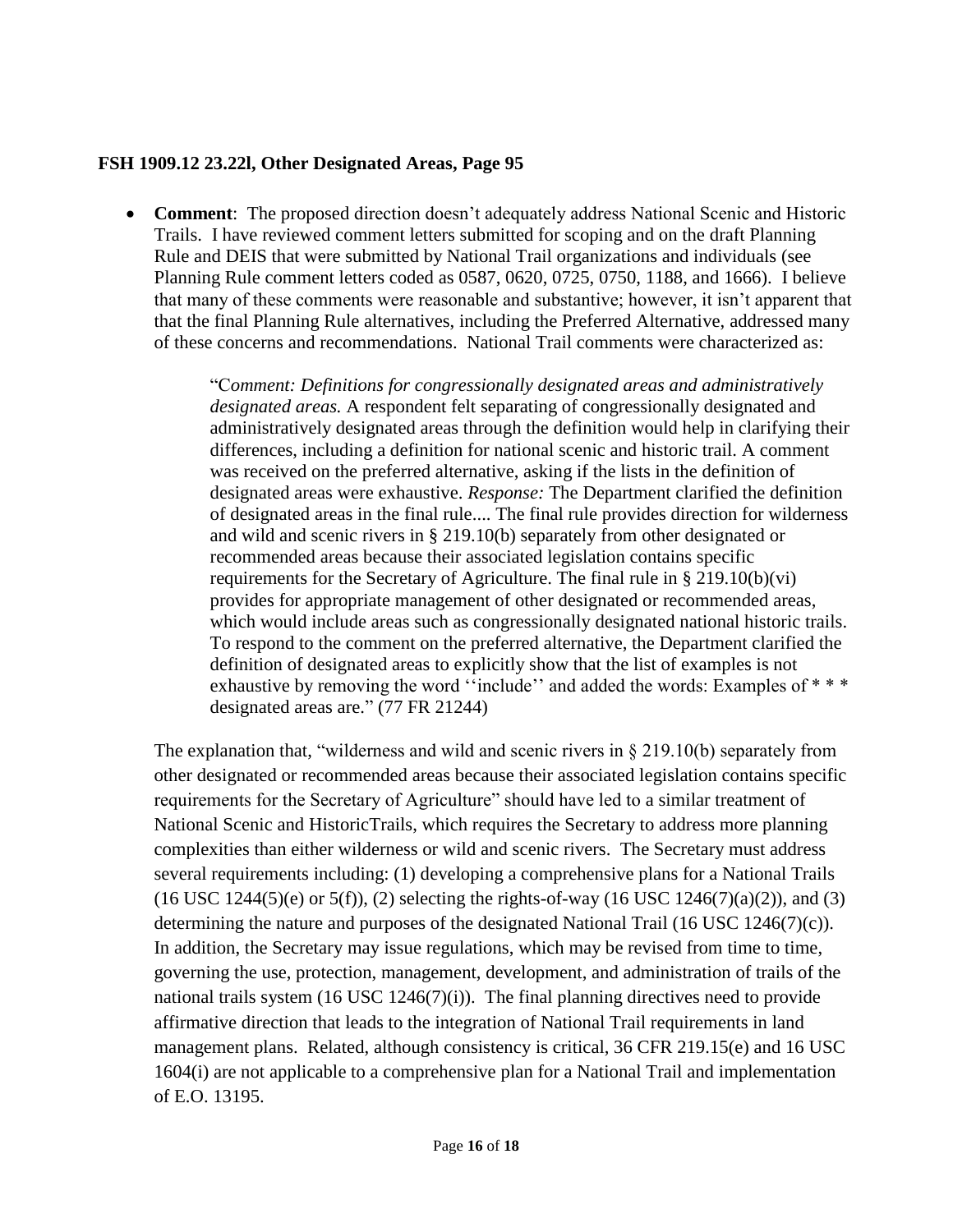**FSH 1909.12 23.22l, Other Designated Areas, Page 95**

- **Comment**: The proposed direction doesn't adequately address National Scenic and Historic Trails. I have reviewed comment letters submitted for scoping and on the draft Planning Rule and DEIS that were submitted by National Trail organizations and individuals (see Planning Rule comment letters coded as 0587, 0620, 0725, 0750, 1188, and 1666). I believe that many of these comments were reasonable and substantive; however, it isn't apparent that that the final Planning Rule alternatives, including the Preferred Alternative, addressed many of these concerns and recommendations. National Trail comments were characterized as:

  > "C*omment: Definitions for congressionally designated areas and administratively designated areas.* A respondent felt separating of congressionally designated and administratively designated areas through the definition would help in clarifying their differences, including a definition for national scenic and historic trail. A comment was received on the preferred alternative, asking if the lists in the definition of designated areas were exhaustive. *Response:* The Department clarified the definition of designated areas in the final rule.... The final rule provides direction for wilderness and wild and scenic rivers in § 219.10(b) separately from other designated or recommended areas because their associated legislation contains specific requirements for the Secretary of Agriculture. The final rule in § 219.10(b)(vi) provides for appropriate management of other designated or recommended areas, which would include areas such as congressionally designated national historic trails. To respond to the comment on the preferred alternative, the Department clarified the definition of designated areas to explicitly show that the list of examples is not exhaustive by removing the word ''include'' and added the words: Examples of * * * designated areas are." (77 FR 21244)

  The explanation that, "wilderness and wild and scenic rivers in § 219.10(b) separately from other designated or recommended areas because their associated legislation contains specific requirements for the Secretary of Agriculture" should have led to a similar treatment of National Scenic and HistoricTrails, which requires the Secretary to address more planning complexities than either wilderness or wild and scenic rivers. The Secretary must address several requirements including: (1) developing a comprehensive plans for a National Trails (16 USC 1244(5)(e) or 5(f)), (2) selecting the rights-of-way (16 USC 1246(7)(a)(2)), and (3) determining the nature and purposes of the designated National Trail (16 USC 1246(7)(c)). In addition, the Secretary may issue regulations, which may be revised from time to time, governing the use, protection, management, development, and administration of trails of the national trails system (16 USC 1246(7)(i)). The final planning directives need to provide affirmative direction that leads to the integration of National Trail requirements in land management plans. Related, although consistency is critical, 36 CFR 219.15(e) and 16 USC 1604(i) are not applicable to a comprehensive plan for a National Trail and implementation of E.O. 13195.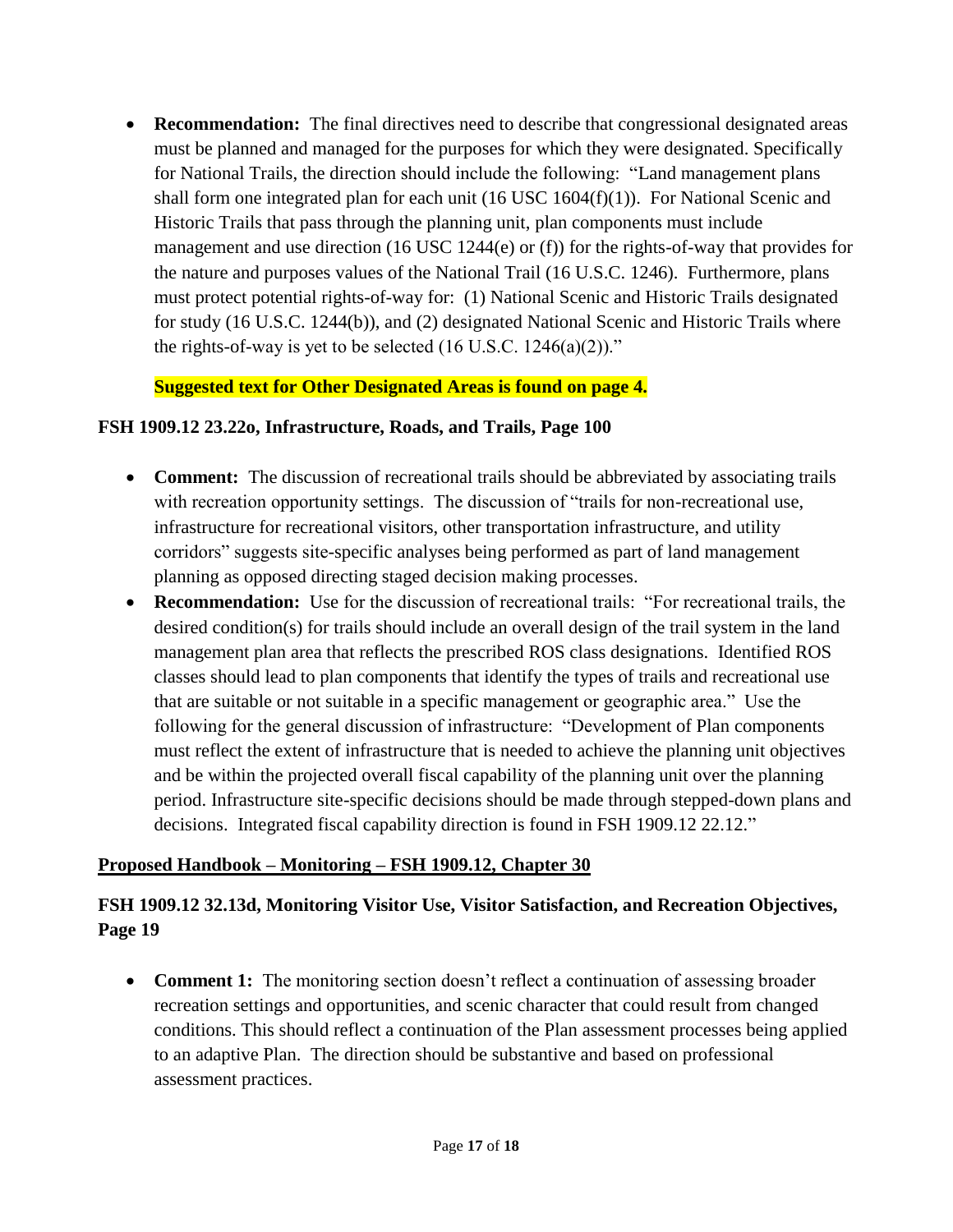- **Recommendation:** The final directives need to describe that congressional designated areas must be planned and managed for the purposes for which they were designated. Specifically for National Trails, the direction should include the following: "Land management plans shall form one integrated plan for each unit (16 USC 1604(f)(1)). For National Scenic and Historic Trails that pass through the planning unit, plan components must include management and use direction (16 USC 1244(e) or (f)) for the rights-of-way that provides for the nature and purposes values of the National Trail (16 U.S.C. 1246). Furthermore, plans must protect potential rights-of-way for: (1) National Scenic and Historic Trails designated for study (16 U.S.C. 1244(b)), and (2) designated National Scenic and Historic Trails where the rights-of-way is yet to be selected (16 U.S.C. 1246(a)(2))."

  **Suggested text for Other Designated Areas is found on page 4.**

### FSH 1909.12 23.22o, Infrastructure, Roads, and Trails, Page 100

- **Comment:** The discussion of recreational trails should be abbreviated by associating trails with recreation opportunity settings. The discussion of "trails for non-recreational use, infrastructure for recreational visitors, other transportation infrastructure, and utility corridors" suggests site-specific analyses being performed as part of land management planning as opposed directing staged decision making processes.
- **Recommendation:** Use for the discussion of recreational trails: "For recreational trails, the desired condition(s) for trails should include an overall design of the trail system in the land management plan area that reflects the prescribed ROS class designations. Identified ROS classes should lead to plan components that identify the types of trails and recreational use that are suitable or not suitable in a specific management or geographic area." Use the following for the general discussion of infrastructure: "Development of Plan components must reflect the extent of infrastructure that is needed to achieve the planning unit objectives and be within the projected overall fiscal capability of the planning unit over the planning period. Infrastructure site-specific decisions should be made through stepped-down plans and decisions. Integrated fiscal capability direction is found in FSH 1909.12 22.12."

## Proposed Handbook – Monitoring – FSH 1909.12, Chapter 30

### FSH 1909.12 32.13d, Monitoring Visitor Use, Visitor Satisfaction, and Recreation Objectives, Page 19

- **Comment 1:** The monitoring section doesn't reflect a continuation of assessing broader recreation settings and opportunities, and scenic character that could result from changed conditions. This should reflect a continuation of the Plan assessment processes being applied to an adaptive Plan. The direction should be substantive and based on professional assessment practices.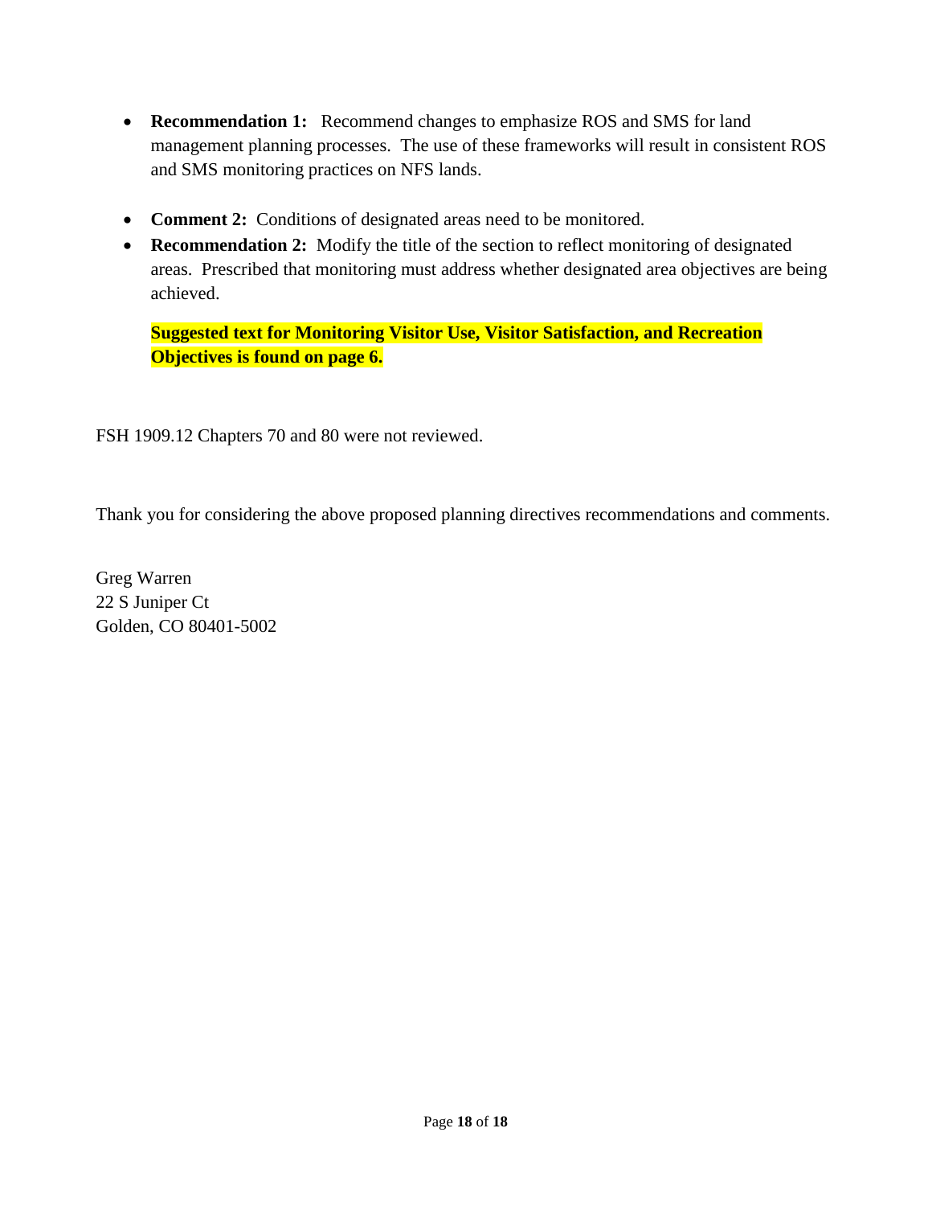- **Recommendation 1:** Recommend changes to emphasize ROS and SMS for land management planning processes. The use of these frameworks will result in consistent ROS and SMS monitoring practices on NFS lands.

- **Comment 2:** Conditions of designated areas need to be monitored.
- **Recommendation 2:** Modify the title of the section to reflect monitoring of designated areas. Prescribed that monitoring must address whether designated area objectives are being achieved.

  **Suggested text for Monitoring Visitor Use, Visitor Satisfaction, and Recreation Objectives is found on page 6.**

FSH 1909.12 Chapters 70 and 80 were not reviewed.

Thank you for considering the above proposed planning directives recommendations and comments.

Greg Warren
22 S Juniper Ct
Golden, CO 80401-5002